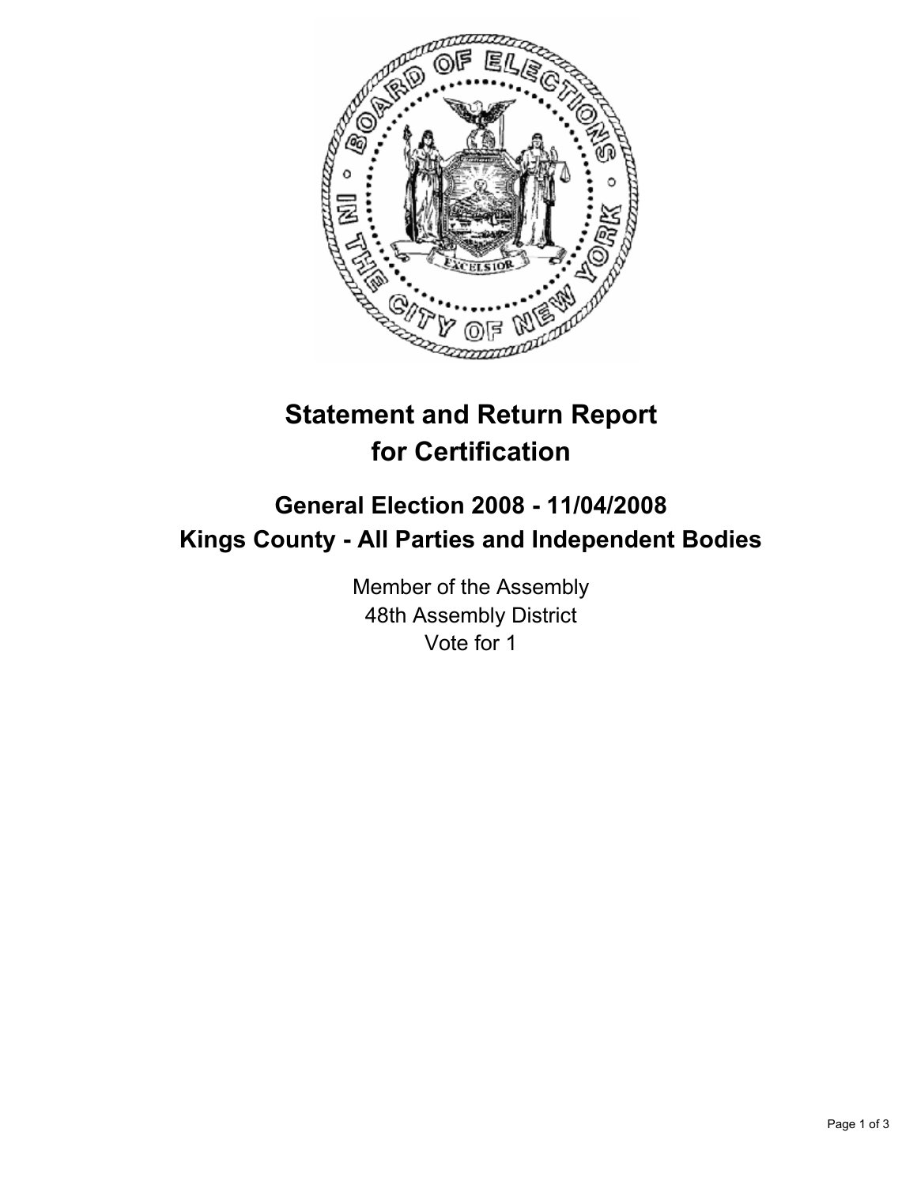# Statement and Return Report for Certification

## General Election 2008 - 11/04/2008
## Kings County - All Parties and Independent Bodies

Member of the Assembly
48th Assembly District
Vote for 1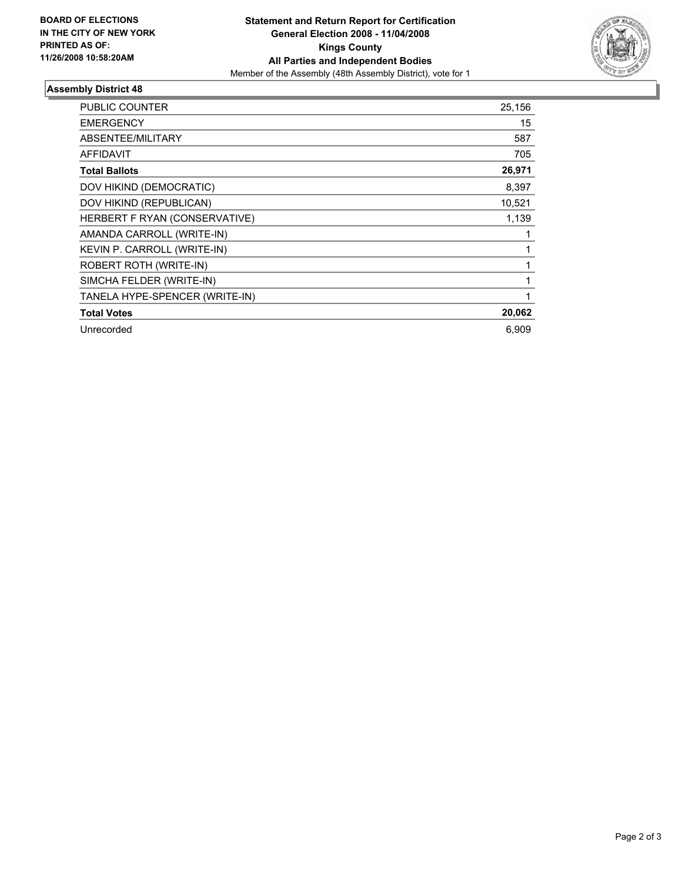**BOARD OF ELECTIONS IN THE CITY OF NEW YORK PRINTED AS OF: 11/26/2008 10:58:20AM**

# Statement and Return Report for Certification
## General Election 2008 - 11/04/2008
## Kings County
## All Parties and Independent Bodies
Member of the Assembly (48th Assembly District), vote for 1

### Assembly District 48

| | |
|---|---|
| PUBLIC COUNTER | 25,156 |
| EMERGENCY | 15 |
| ABSENTEE/MILITARY | 587 |
| AFFIDAVIT | 705 |
| **Total Ballots** | **26,971** |
| DOV HIKIND (DEMOCRATIC) | 8,397 |
| DOV HIKIND (REPUBLICAN) | 10,521 |
| HERBERT F RYAN (CONSERVATIVE) | 1,139 |
| AMANDA CARROLL (WRITE-IN) | 1 |
| KEVIN P. CARROLL (WRITE-IN) | 1 |
| ROBERT ROTH (WRITE-IN) | 1 |
| SIMCHA FELDER (WRITE-IN) | 1 |
| TANELA HYPE-SPENCER (WRITE-IN) | 1 |
| **Total Votes** | **20,062** |
| Unrecorded | 6,909 |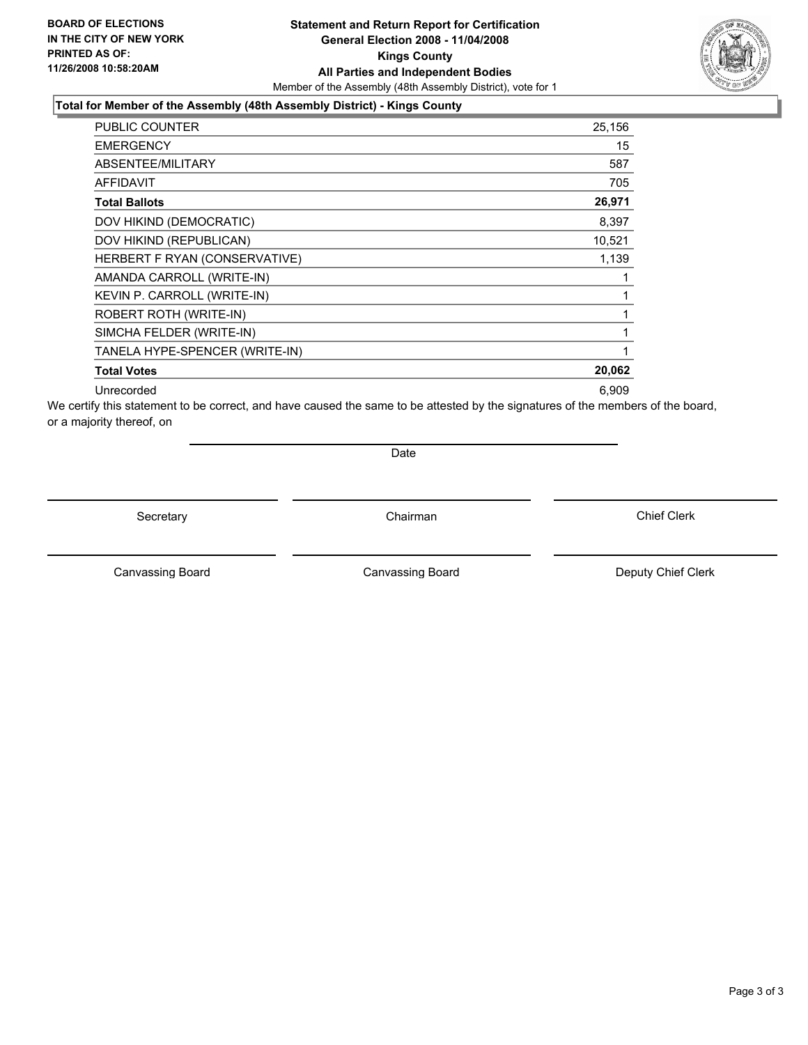**BOARD OF ELECTIONS IN THE CITY OF NEW YORK PRINTED AS OF: 11/26/2008 10:58:20AM**

# Statement and Return Report for Certification
## General Election 2008 - 11/04/2008
## Kings County
## All Parties and Independent Bodies

Member of the Assembly (48th Assembly District), vote for 1

### Total for Member of the Assembly (48th Assembly District) - Kings County

| | |
|---|---|
| PUBLIC COUNTER | 25,156 |
| EMERGENCY | 15 |
| ABSENTEE/MILITARY | 587 |
| AFFIDAVIT | 705 |
| **Total Ballots** | **26,971** |
| DOV HIKIND (DEMOCRATIC) | 8,397 |
| DOV HIKIND (REPUBLICAN) | 10,521 |
| HERBERT F RYAN (CONSERVATIVE) | 1,139 |
| AMANDA CARROLL (WRITE-IN) | 1 |
| KEVIN P. CARROLL (WRITE-IN) | 1 |
| ROBERT ROTH (WRITE-IN) | 1 |
| SIMCHA FELDER (WRITE-IN) | 1 |
| TANELA HYPE-SPENCER (WRITE-IN) | 1 |
| **Total Votes** | **20,062** |
| Unrecorded | 6,909 |

We certify this statement to be correct, and have caused the same to be attested by the signatures of the members of the board, or a majority thereof, on

Date

Secretary

Chairman

Chief Clerk

Canvassing Board

Canvassing Board

Deputy Chief Clerk